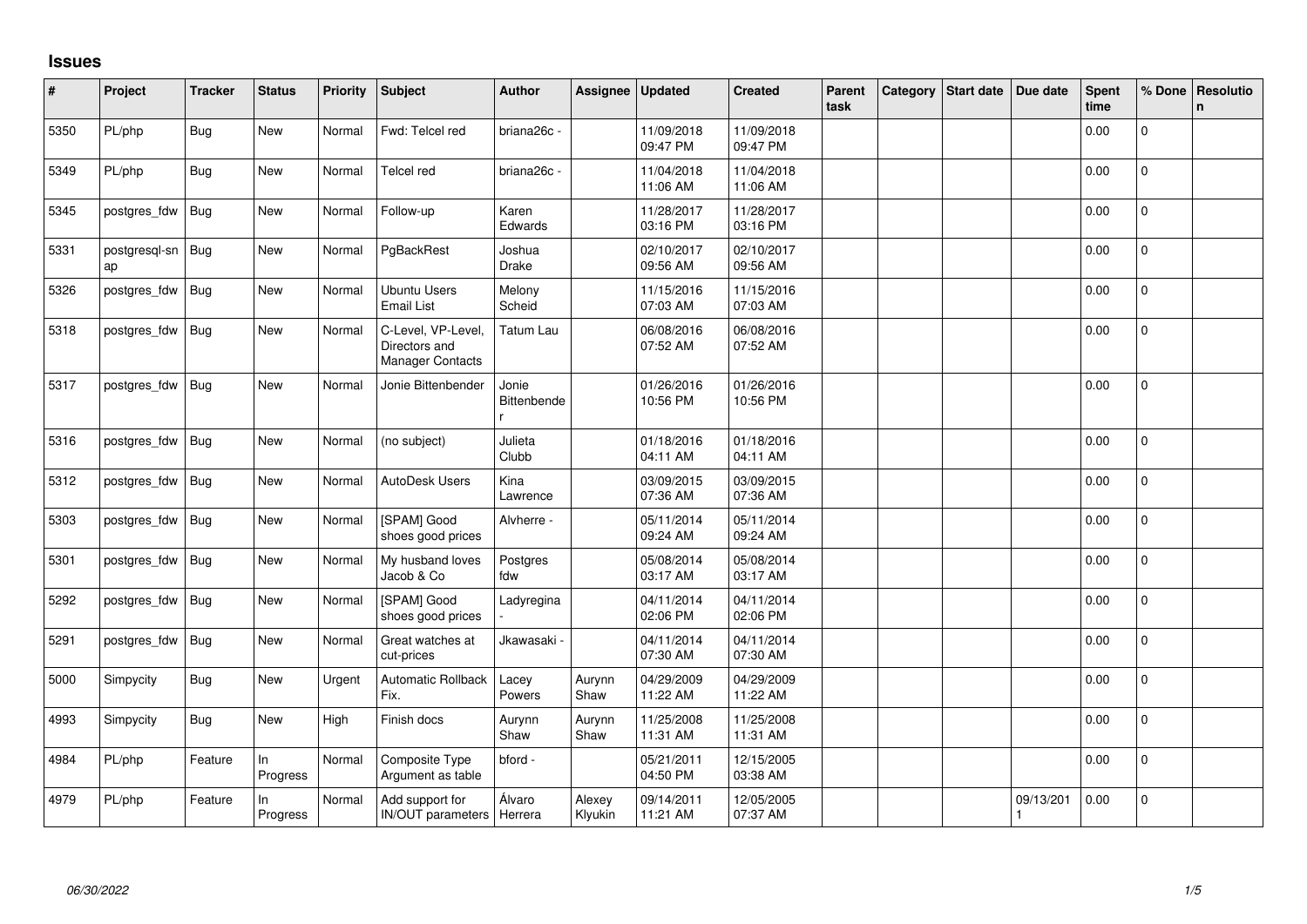# Issues

| # | Project | Tracker | Status | Priority | Subject | Author | Assignee | Updated | Created | Parent task | Category | Start date | Due date | Spent time | % Done | Resolution |
|---|---|---|---|---|---|---|---|---|---|---|---|---|---|---|---|---|
| 5350 | PL/php | Bug | New | Normal | Fwd: Telcel red | briana26c - | | 11/09/2018 09:47 PM | 11/09/2018 09:47 PM | | | | | 0.00 | 0 | |
| 5349 | PL/php | Bug | New | Normal | Telcel red | briana26c - | | 11/04/2018 11:06 AM | 11/04/2018 11:06 AM | | | | | 0.00 | 0 | |
| 5345 | postgres_fdw | Bug | New | Normal | Follow-up | Karen Edwards | | 11/28/2017 03:16 PM | 11/28/2017 03:16 PM | | | | | 0.00 | 0 | |
| 5331 | postgresql-snap | Bug | New | Normal | PgBackRest | Joshua Drake | | 02/10/2017 09:56 AM | 02/10/2017 09:56 AM | | | | | 0.00 | 0 | |
| 5326 | postgres_fdw | Bug | New | Normal | Ubuntu Users Email List | Melony Scheid | | 11/15/2016 07:03 AM | 11/15/2016 07:03 AM | | | | | 0.00 | 0 | |
| 5318 | postgres_fdw | Bug | New | Normal | C-Level, VP-Level, Directors and Manager Contacts | Tatum Lau | | 06/08/2016 07:52 AM | 06/08/2016 07:52 AM | | | | | 0.00 | 0 | |
| 5317 | postgres_fdw | Bug | New | Normal | Jonie Bittenbender | Jonie Bittenbender | | 01/26/2016 10:56 PM | 01/26/2016 10:56 PM | | | | | 0.00 | 0 | |
| 5316 | postgres_fdw | Bug | New | Normal | (no subject) | Julieta Clubb | | 01/18/2016 04:11 AM | 01/18/2016 04:11 AM | | | | | 0.00 | 0 | |
| 5312 | postgres_fdw | Bug | New | Normal | AutoDesk Users | Kina Lawrence | | 03/09/2015 07:36 AM | 03/09/2015 07:36 AM | | | | | 0.00 | 0 | |
| 5303 | postgres_fdw | Bug | New | Normal | [SPAM] Good shoes good prices | Alvherre - | | 05/11/2014 09:24 AM | 05/11/2014 09:24 AM | | | | | 0.00 | 0 | |
| 5301 | postgres_fdw | Bug | New | Normal | My husband loves Jacob & Co | Postgres fdw | | 05/08/2014 03:17 AM | 05/08/2014 03:17 AM | | | | | 0.00 | 0 | |
| 5292 | postgres_fdw | Bug | New | Normal | [SPAM] Good shoes good prices | Ladyregina - | | 04/11/2014 02:06 PM | 04/11/2014 02:06 PM | | | | | 0.00 | 0 | |
| 5291 | postgres_fdw | Bug | New | Normal | Great watches at cut-prices | Jkawasaki - | | 04/11/2014 07:30 AM | 04/11/2014 07:30 AM | | | | | 0.00 | 0 | |
| 5000 | Simpycity | Bug | New | Urgent | Automatic Rollback Fix. | Lacey Powers | Aurynn Shaw | 04/29/2009 11:22 AM | 04/29/2009 11:22 AM | | | | | 0.00 | 0 | |
| 4993 | Simpycity | Bug | New | High | Finish docs | Aurynn Shaw | Aurynn Shaw | 11/25/2008 11:31 AM | 11/25/2008 11:31 AM | | | | | 0.00 | 0 | |
| 4984 | PL/php | Feature | In Progress | Normal | Composite Type Argument as table | bford - | | 05/21/2011 04:50 PM | 12/15/2005 03:38 AM | | | | | 0.00 | 0 | |
| 4979 | PL/php | Feature | In Progress | Normal | Add support for IN/OUT parameters | Álvaro Herrera | Alexey Klyukin | 09/14/2011 11:21 AM | 12/05/2005 07:37 AM | | | | 09/13/2011 | 0.00 | 0 | |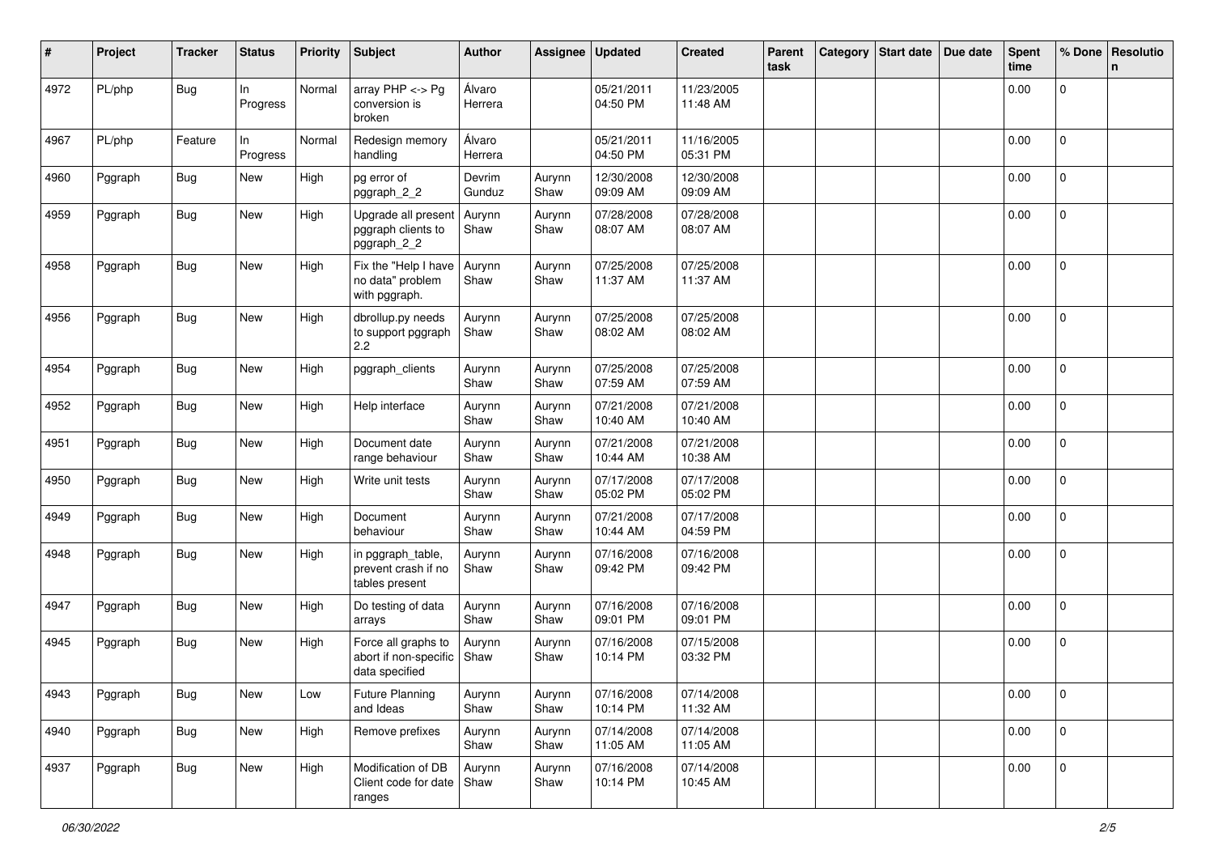| # | Project | Tracker | Status | Priority | Subject | Author | Assignee | Updated | Created | Parent task | Category | Start date | Due date | Spent time | % Done | Resolution |
|---|---|---|---|---|---|---|---|---|---|---|---|---|---|---|---|---|
| 4972 | PL/php | Bug | In Progress | Normal | array PHP <-> Pg conversion is broken | Álvaro Herrera | | 05/21/2011 04:50 PM | 11/23/2005 11:48 AM | | | | | 0.00 | 0 | |
| 4967 | PL/php | Feature | In Progress | Normal | Redesign memory handling | Álvaro Herrera | | 05/21/2011 04:50 PM | 11/16/2005 05:31 PM | | | | | 0.00 | 0 | |
| 4960 | Pggraph | Bug | New | High | pg error of pggraph_2_2 | Devrim Gunduz | Aurynn Shaw | 12/30/2008 09:09 AM | 12/30/2008 09:09 AM | | | | | 0.00 | 0 | |
| 4959 | Pggraph | Bug | New | High | Upgrade all present pggraph clients to pggraph_2_2 | Aurynn Shaw | Aurynn Shaw | 07/28/2008 08:07 AM | 07/28/2008 08:07 AM | | | | | 0.00 | 0 | |
| 4958 | Pggraph | Bug | New | High | Fix the "Help I have no data" problem with pggraph. | Aurynn Shaw | Aurynn Shaw | 07/25/2008 11:37 AM | 07/25/2008 11:37 AM | | | | | 0.00 | 0 | |
| 4956 | Pggraph | Bug | New | High | dbrollup.py needs to support pggraph 2.2 | Aurynn Shaw | Aurynn Shaw | 07/25/2008 08:02 AM | 07/25/2008 08:02 AM | | | | | 0.00 | 0 | |
| 4954 | Pggraph | Bug | New | High | pggraph_clients | Aurynn Shaw | Aurynn Shaw | 07/25/2008 07:59 AM | 07/25/2008 07:59 AM | | | | | 0.00 | 0 | |
| 4952 | Pggraph | Bug | New | High | Help interface | Aurynn Shaw | Aurynn Shaw | 07/21/2008 10:40 AM | 07/21/2008 10:40 AM | | | | | 0.00 | 0 | |
| 4951 | Pggraph | Bug | New | High | Document date range behaviour | Aurynn Shaw | Aurynn Shaw | 07/21/2008 10:44 AM | 07/21/2008 10:38 AM | | | | | 0.00 | 0 | |
| 4950 | Pggraph | Bug | New | High | Write unit tests | Aurynn Shaw | Aurynn Shaw | 07/17/2008 05:02 PM | 07/17/2008 05:02 PM | | | | | 0.00 | 0 | |
| 4949 | Pggraph | Bug | New | High | Document behaviour | Aurynn Shaw | Aurynn Shaw | 07/21/2008 10:44 AM | 07/17/2008 04:59 PM | | | | | 0.00 | 0 | |
| 4948 | Pggraph | Bug | New | High | in pggraph_table, prevent crash if no tables present | Aurynn Shaw | Aurynn Shaw | 07/16/2008 09:42 PM | 07/16/2008 09:42 PM | | | | | 0.00 | 0 | |
| 4947 | Pggraph | Bug | New | High | Do testing of data arrays | Aurynn Shaw | Aurynn Shaw | 07/16/2008 09:01 PM | 07/16/2008 09:01 PM | | | | | 0.00 | 0 | |
| 4945 | Pggraph | Bug | New | High | Force all graphs to abort if non-specific data specified | Aurynn Shaw | Aurynn Shaw | 07/16/2008 10:14 PM | 07/15/2008 03:32 PM | | | | | 0.00 | 0 | |
| 4943 | Pggraph | Bug | New | Low | Future Planning and Ideas | Aurynn Shaw | Aurynn Shaw | 07/16/2008 10:14 PM | 07/14/2008 11:32 AM | | | | | 0.00 | 0 | |
| 4940 | Pggraph | Bug | New | High | Remove prefixes | Aurynn Shaw | Aurynn Shaw | 07/14/2008 11:05 AM | 07/14/2008 11:05 AM | | | | | 0.00 | 0 | |
| 4937 | Pggraph | Bug | New | High | Modification of DB Client code for date ranges | Aurynn Shaw | Aurynn Shaw | 07/16/2008 10:14 PM | 07/14/2008 10:45 AM | | | | | 0.00 | 0 | |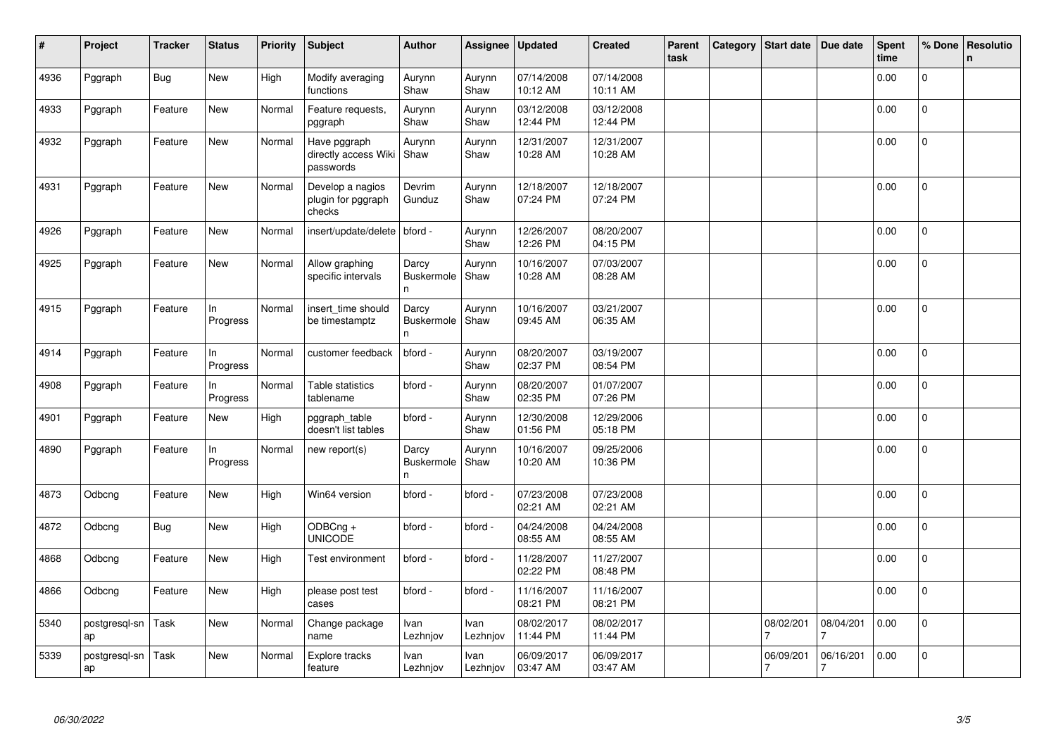| # | Project | Tracker | Status | Priority | Subject | Author | Assignee | Updated | Created | Parent task | Category | Start date | Due date | Spent time | % Done | Resolution |
|---|---|---|---|---|---|---|---|---|---|---|---|---|---|---|---|---|
| 4936 | Pggraph | Bug | New | High | Modify averaging functions | Aurynn Shaw | Aurynn Shaw | 07/14/2008 10:12 AM | 07/14/2008 10:11 AM | | | | | 0.00 | 0 | |
| 4933 | Pggraph | Feature | New | Normal | Feature requests, pggraph | Aurynn Shaw | Aurynn Shaw | 03/12/2008 12:44 PM | 03/12/2008 12:44 PM | | | | | 0.00 | 0 | |
| 4932 | Pggraph | Feature | New | Normal | Have pggraph directly access Wiki passwords | Aurynn Shaw | Aurynn Shaw | 12/31/2007 10:28 AM | 12/31/2007 10:28 AM | | | | | 0.00 | 0 | |
| 4931 | Pggraph | Feature | New | Normal | Develop a nagios plugin for pggraph checks | Devrim Gunduz | Aurynn Shaw | 12/18/2007 07:24 PM | 12/18/2007 07:24 PM | | | | | 0.00 | 0 | |
| 4926 | Pggraph | Feature | New | Normal | insert/update/delete | bford - | Aurynn Shaw | 12/26/2007 12:26 PM | 08/20/2007 04:15 PM | | | | | 0.00 | 0 | |
| 4925 | Pggraph | Feature | New | Normal | Allow graphing specific intervals | Darcy Buskermolen | Aurynn Shaw | 10/16/2007 10:28 AM | 07/03/2007 08:28 AM | | | | | 0.00 | 0 | |
| 4915 | Pggraph | Feature | In Progress | Normal | insert_time should be timestamptz | Darcy Buskermolen | Aurynn Shaw | 10/16/2007 09:45 AM | 03/21/2007 06:35 AM | | | | | 0.00 | 0 | |
| 4914 | Pggraph | Feature | In Progress | Normal | customer feedback | bford - | Aurynn Shaw | 08/20/2007 02:37 PM | 03/19/2007 08:54 PM | | | | | 0.00 | 0 | |
| 4908 | Pggraph | Feature | In Progress | Normal | Table statistics tablename | bford - | Aurynn Shaw | 08/20/2007 02:35 PM | 01/07/2007 07:26 PM | | | | | 0.00 | 0 | |
| 4901 | Pggraph | Feature | New | High | pggraph_table doesn't list tables | bford - | Aurynn Shaw | 12/30/2008 01:56 PM | 12/29/2006 05:18 PM | | | | | 0.00 | 0 | |
| 4890 | Pggraph | Feature | In Progress | Normal | new report(s) | Darcy Buskermolen | Aurynn Shaw | 10/16/2007 10:20 AM | 09/25/2006 10:36 PM | | | | | 0.00 | 0 | |
| 4873 | Odbcng | Feature | New | High | Win64 version | bford - | bford - | 07/23/2008 02:21 AM | 07/23/2008 02:21 AM | | | | | 0.00 | 0 | |
| 4872 | Odbcng | Bug | New | High | ODBCng + UNICODE | bford - | bford - | 04/24/2008 08:55 AM | 04/24/2008 08:55 AM | | | | | 0.00 | 0 | |
| 4868 | Odbcng | Feature | New | High | Test environment | bford - | bford - | 11/28/2007 02:22 PM | 11/27/2007 08:48 PM | | | | | 0.00 | 0 | |
| 4866 | Odbcng | Feature | New | High | please post test cases | bford - | bford - | 11/16/2007 08:21 PM | 11/16/2007 08:21 PM | | | | | 0.00 | 0 | |
| 5340 | postgresql-snap | Task | New | Normal | Change package name | Ivan Lezhnjov | Ivan Lezhnjov | 08/02/2017 11:44 PM | 08/02/2017 11:44 PM | | | 08/02/2017 | 08/04/2017 | 0.00 | 0 | |
| 5339 | postgresql-snap | Task | New | Normal | Explore tracks feature | Ivan Lezhnjov | Ivan Lezhnjov | 06/09/2017 03:47 AM | 06/09/2017 03:47 AM | | | 06/09/2017 | 06/16/2017 | 0.00 | 0 | |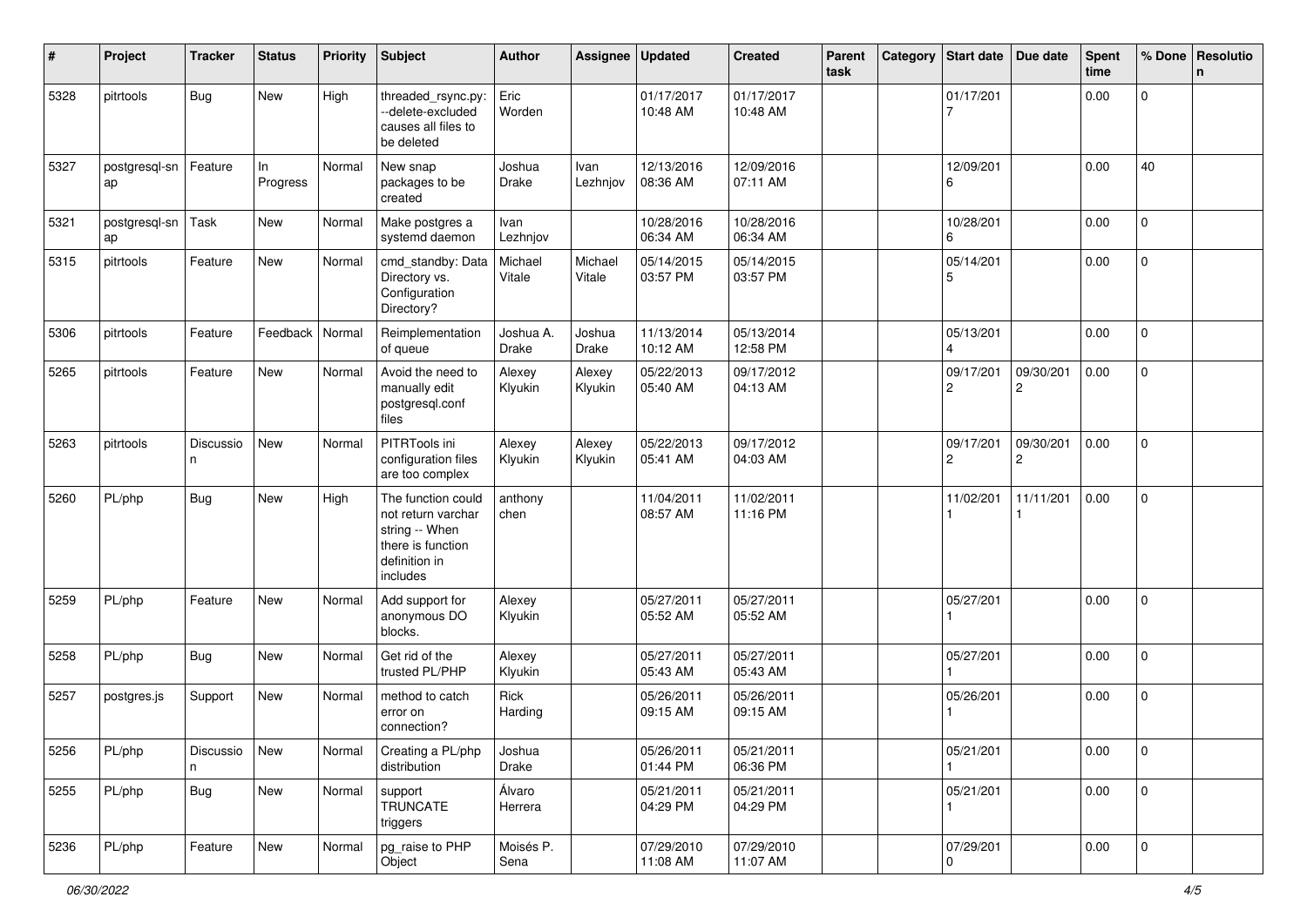| # | Project | Tracker | Status | Priority | Subject | Author | Assignee | Updated | Created | Parent task | Category | Start date | Due date | Spent time | % Done | Resolution |
|---|---|---|---|---|---|---|---|---|---|---|---|---|---|---|---|---|
| 5328 | pitrtools | Bug | New | High | threaded_rsync.py: --delete-excluded causes all files to be deleted | Eric Worden | | 01/17/2017 10:48 AM | 01/17/2017 10:48 AM | | | 01/17/2017 | | 0.00 | 0 | |
| 5327 | postgresql-snap | Feature | In Progress | Normal | New snap packages to be created | Joshua Drake | Ivan Lezhnjov | 12/13/2016 08:36 AM | 12/09/2016 07:11 AM | | | 12/09/2016 | | 0.00 | 40 | |
| 5321 | postgresql-snap | Task | New | Normal | Make postgres a systemd daemon | Ivan Lezhnjov | | 10/28/2016 06:34 AM | 10/28/2016 06:34 AM | | | 10/28/2016 | | 0.00 | 0 | |
| 5315 | pitrtools | Feature | New | Normal | cmd_standby: Data Directory vs. Configuration Directory? | Michael Vitale | Michael Vitale | 05/14/2015 03:57 PM | 05/14/2015 03:57 PM | | | 05/14/2015 | | 0.00 | 0 | |
| 5306 | pitrtools | Feature | Feedback | Normal | Reimplementation of queue | Joshua A. Drake | Joshua Drake | 11/13/2014 10:12 AM | 05/13/2014 12:58 PM | | | 05/13/2014 | | 0.00 | 0 | |
| 5265 | pitrtools | Feature | New | Normal | Avoid the need to manually edit postgresql.conf files | Alexey Klyukin | Alexey Klyukin | 05/22/2013 05:40 AM | 09/17/2012 04:13 AM | | | 09/17/2012 | 09/30/2012 | 0.00 | 0 | |
| 5263 | pitrtools | Discussion | New | Normal | PITRTools ini configuration files are too complex | Alexey Klyukin | Alexey Klyukin | 05/22/2013 05:41 AM | 09/17/2012 04:03 AM | | | 09/17/2012 | 09/30/2012 | 0.00 | 0 | |
| 5260 | PL/php | Bug | New | High | The function could not return varchar string -- When there is function definition in includes | anthony chen | | 11/04/2011 08:57 AM | 11/02/2011 11:16 PM | | | 11/02/2011 | 11/11/2011 | 0.00 | 0 | |
| 5259 | PL/php | Feature | New | Normal | Add support for anonymous DO blocks. | Alexey Klyukin | | 05/27/2011 05:52 AM | 05/27/2011 05:52 AM | | | 05/27/2011 | | 0.00 | 0 | |
| 5258 | PL/php | Bug | New | Normal | Get rid of the trusted PL/PHP | Alexey Klyukin | | 05/27/2011 05:43 AM | 05/27/2011 05:43 AM | | | 05/27/2011 | | 0.00 | 0 | |
| 5257 | postgres.js | Support | New | Normal | method to catch error on connection? | Rick Harding | | 05/26/2011 09:15 AM | 05/26/2011 09:15 AM | | | 05/26/2011 | | 0.00 | 0 | |
| 5256 | PL/php | Discussion | New | Normal | Creating a PL/php distribution | Joshua Drake | | 05/26/2011 01:44 PM | 05/21/2011 06:36 PM | | | 05/21/2011 | | 0.00 | 0 | |
| 5255 | PL/php | Bug | New | Normal | support TRUNCATE triggers | Álvaro Herrera | | 05/21/2011 04:29 PM | 05/21/2011 04:29 PM | | | 05/21/2011 | | 0.00 | 0 | |
| 5236 | PL/php | Feature | New | Normal | pg_raise to PHP Object | Moisés P. Sena | | 07/29/2010 11:08 AM | 07/29/2010 11:07 AM | | | 07/29/2010 | | 0.00 | 0 | |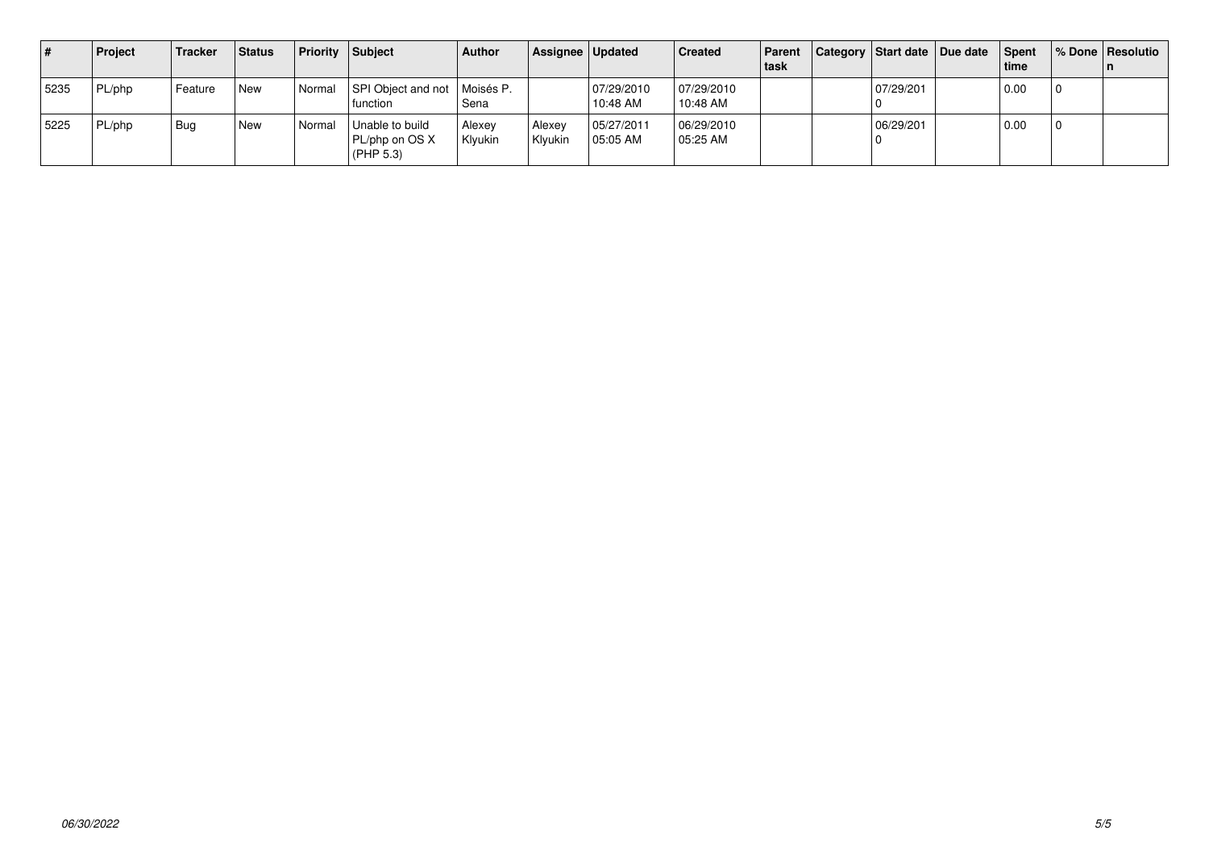| # | Project | Tracker | Status | Priority | Subject | Author | Assignee | Updated | Created | Parent task | Category | Start date | Due date | Spent time | % Done | Resolution |
|---|---|---|---|---|---|---|---|---|---|---|---|---|---|---|---|---|
| 5235 | PL/php | Feature | New | Normal | SPI Object and not function | Moisés P. Sena | | 07/29/2010 10:48 AM | 07/29/2010 10:48 AM | | | 07/29/2010 | | 0.00 | 0 | |
| 5225 | PL/php | Bug | New | Normal | Unable to build PL/php on OS X (PHP 5.3) | Alexey Klyukin | Alexey Klyukin | 05/27/2011 05:05 AM | 06/29/2010 05:25 AM | | | 06/29/2010 | | 0.00 | 0 | |